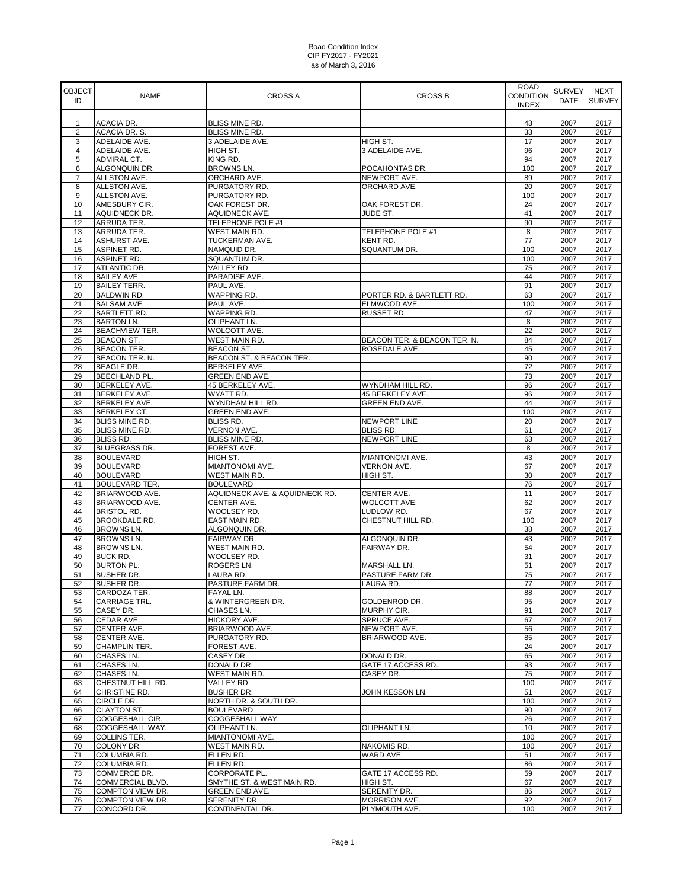Road Condition Index
CIP FY2017 - FY2021
as of March 3, 2016

| OBJECT ID | NAME | CROSS A | CROSS B | ROAD CONDITION INDEX | SURVEY DATE | NEXT SURVEY |
|---|---|---|---|---|---|---|
| 1 | ACACIA DR. | BLISS MINE RD. | | 43 | 2007 | 2017 |
| 2 | ACACIA DR. S. | BLISS MINE RD. | | 33 | 2007 | 2017 |
| 3 | ADELAIDE AVE. | 3 ADELAIDE AVE. | HIGH ST. | 17 | 2007 | 2017 |
| 4 | ADELAIDE AVE. | HIGH ST. | 3 ADELAIDE AVE. | 96 | 2007 | 2017 |
| 5 | ADMIRAL CT. | KING RD. | | 94 | 2007 | 2017 |
| 6 | ALGONQUIN DR. | BROWNS LN. | POCAHONTAS DR. | 100 | 2007 | 2017 |
| 7 | ALLSTON AVE. | ORCHARD AVE. | NEWPORT AVE. | 89 | 2007 | 2017 |
| 8 | ALLSTON AVE. | PURGATORY RD. | ORCHARD AVE. | 20 | 2007 | 2017 |
| 9 | ALLSTON AVE. | PURGATORY RD. | | 100 | 2007 | 2017 |
| 10 | AMESBURY CIR. | OAK FOREST DR. | OAK FOREST DR. | 24 | 2007 | 2017 |
| 11 | AQUIDNECK DR. | AQUIDNECK AVE. | JUDE ST. | 41 | 2007 | 2017 |
| 12 | ARRUDA TER. | TELEPHONE POLE #1 | | 90 | 2007 | 2017 |
| 13 | ARRUDA TER. | WEST MAIN RD. | TELEPHONE POLE #1 | 8 | 2007 | 2017 |
| 14 | ASHURST AVE. | TUCKERMAN AVE. | KENT RD. | 77 | 2007 | 2017 |
| 15 | ASPINET RD. | NAMQUID DR. | SQUANTUM DR. | 100 | 2007 | 2017 |
| 16 | ASPINET RD. | SQUANTUM DR. | | 100 | 2007 | 2017 |
| 17 | ATLANTIC DR. | VALLEY RD. | | 75 | 2007 | 2017 |
| 18 | BAILEY AVE. | PARADISE AVE. | | 44 | 2007 | 2017 |
| 19 | BAILEY TERR. | PAUL AVE. | | 91 | 2007 | 2017 |
| 20 | BALDWIN RD. | WAPPING RD. | PORTER RD. & BARTLETT RD. | 63 | 2007 | 2017 |
| 21 | BALSAM AVE. | PAUL AVE. | ELMWOOD AVE. | 100 | 2007 | 2017 |
| 22 | BARTLETT RD. | WAPPING RD. | RUSSET RD. | 47 | 2007 | 2017 |
| 23 | BARTON LN. | OLIPHANT LN. | | 8 | 2007 | 2017 |
| 24 | BEACHVIEW TER. | WOLCOTT AVE. | | 22 | 2007 | 2017 |
| 25 | BEACON ST. | WEST MAIN RD. | BEACON TER. & BEACON TER. N. | 84 | 2007 | 2017 |
| 26 | BEACON TER. | BEACON ST. | ROSEDALE AVE. | 45 | 2007 | 2017 |
| 27 | BEACON TER. N. | BEACON ST. & BEACON TER. | | 90 | 2007 | 2017 |
| 28 | BEAGLE DR. | BERKELEY AVE. | | 72 | 2007 | 2017 |
| 29 | BEECHLAND PL. | GREEN END AVE. | | 73 | 2007 | 2017 |
| 30 | BERKELEY AVE. | 45 BERKELEY AVE. | WYNDHAM HILL RD. | 96 | 2007 | 2017 |
| 31 | BERKELEY AVE. | WYATT RD. | 45 BERKELEY AVE. | 96 | 2007 | 2017 |
| 32 | BERKELEY AVE. | WYNDHAM HILL RD. | GREEN END AVE. | 44 | 2007 | 2017 |
| 33 | BERKELEY CT. | GREEN END AVE. | | 100 | 2007 | 2017 |
| 34 | BLISS MINE RD. | BLISS RD. | NEWPORT LINE | 20 | 2007 | 2017 |
| 35 | BLISS MINE RD. | VERNON AVE. | BLISS RD. | 61 | 2007 | 2017 |
| 36 | BLISS RD. | BLISS MINE RD. | NEWPORT LINE | 63 | 2007 | 2017 |
| 37 | BLUEGRASS DR. | FOREST AVE. | | 8 | 2007 | 2017 |
| 38 | BOULEVARD | HIGH ST. | MIANTONOMI AVE. | 43 | 2007 | 2017 |
| 39 | BOULEVARD | MIANTONOMI AVE. | VERNON AVE. | 67 | 2007 | 2017 |
| 40 | BOULEVARD | WEST MAIN RD. | HIGH ST. | 30 | 2007 | 2017 |
| 41 | BOULEVARD TER. | BOULEVARD | | 76 | 2007 | 2017 |
| 42 | BRIARWOOD AVE. | AQUIDNECK AVE. & AQUIDNECK RD. | CENTER AVE. | 11 | 2007 | 2017 |
| 43 | BRIARWOOD AVE. | CENTER AVE. | WOLCOTT AVE. | 62 | 2007 | 2017 |
| 44 | BRISTOL RD. | WOOLSEY RD. | LUDLOW RD. | 67 | 2007 | 2017 |
| 45 | BROOKDALE RD. | EAST MAIN RD. | CHESTNUT HILL RD. | 100 | 2007 | 2017 |
| 46 | BROWNS LN. | ALGONQUIN DR. | | 38 | 2007 | 2017 |
| 47 | BROWNS LN. | FAIRWAY DR. | ALGONQUIN DR. | 43 | 2007 | 2017 |
| 48 | BROWNS LN. | WEST MAIN RD. | FAIRWAY DR. | 54 | 2007 | 2017 |
| 49 | BUCK RD. | WOOLSEY RD. | | 31 | 2007 | 2017 |
| 50 | BURTON PL. | ROGERS LN. | MARSHALL LN. | 51 | 2007 | 2017 |
| 51 | BUSHER DR. | LAURA RD. | PASTURE FARM DR. | 75 | 2007 | 2017 |
| 52 | BUSHER DR. | PASTURE FARM DR. | LAURA RD. | 77 | 2007 | 2017 |
| 53 | CARDOZA TER. | FAYAL LN. | | 88 | 2007 | 2017 |
| 54 | CARRIAGE TRL. | & WINTERGREEN DR. | GOLDENROD DR. | 95 | 2007 | 2017 |
| 55 | CASEY DR. | CHASES LN. | MURPHY CIR. | 91 | 2007 | 2017 |
| 56 | CEDAR AVE. | HICKORY AVE. | SPRUCE AVE. | 67 | 2007 | 2017 |
| 57 | CENTER AVE. | BRIARWOOD AVE. | NEWPORT AVE. | 56 | 2007 | 2017 |
| 58 | CENTER AVE. | PURGATORY RD. | BRIARWOOD AVE. | 85 | 2007 | 2017 |
| 59 | CHAMPLIN TER. | FOREST AVE. | | 24 | 2007 | 2017 |
| 60 | CHASES LN. | CASEY DR. | DONALD DR. | 65 | 2007 | 2017 |
| 61 | CHASES LN. | DONALD DR. | GATE 17 ACCESS RD. | 93 | 2007 | 2017 |
| 62 | CHASES LN. | WEST MAIN RD. | CASEY DR. | 75 | 2007 | 2017 |
| 63 | CHESTNUT HILL RD. | VALLEY RD. | | 100 | 2007 | 2017 |
| 64 | CHRISTINE RD. | BUSHER DR. | JOHN KESSON LN. | 51 | 2007 | 2017 |
| 65 | CIRCLE DR. | NORTH DR. & SOUTH DR. | | 100 | 2007 | 2017 |
| 66 | CLAYTON ST. | BOULEVARD | | 90 | 2007 | 2017 |
| 67 | COGGESHALL CIR. | COGGESHALL WAY. | | 26 | 2007 | 2017 |
| 68 | COGGESHALL WAY. | OLIPHANT LN. | OLIPHANT LN. | 10 | 2007 | 2017 |
| 69 | COLLINS TER. | MIANTONOMI AVE. | | 100 | 2007 | 2017 |
| 70 | COLONY DR. | WEST MAIN RD. | NAKOMIS RD. | 100 | 2007 | 2017 |
| 71 | COLUMBIA RD. | ELLEN RD. | WARD AVE. | 51 | 2007 | 2017 |
| 72 | COLUMBIA RD. | ELLEN RD. | | 86 | 2007 | 2017 |
| 73 | COMMERCE DR. | CORPORATE PL. | GATE 17 ACCESS RD. | 59 | 2007 | 2017 |
| 74 | COMMERCIAL BLVD. | SMYTHE ST. & WEST MAIN RD. | HIGH ST. | 67 | 2007 | 2017 |
| 75 | COMPTON VIEW DR. | GREEN END AVE. | SERENITY DR. | 86 | 2007 | 2017 |
| 76 | COMPTON VIEW DR. | SERENITY DR. | MORRISON AVE. | 92 | 2007 | 2017 |
| 77 | CONCORD DR. | CONTINENTAL DR. | PLYMOUTH AVE. | 100 | 2007 | 2017 |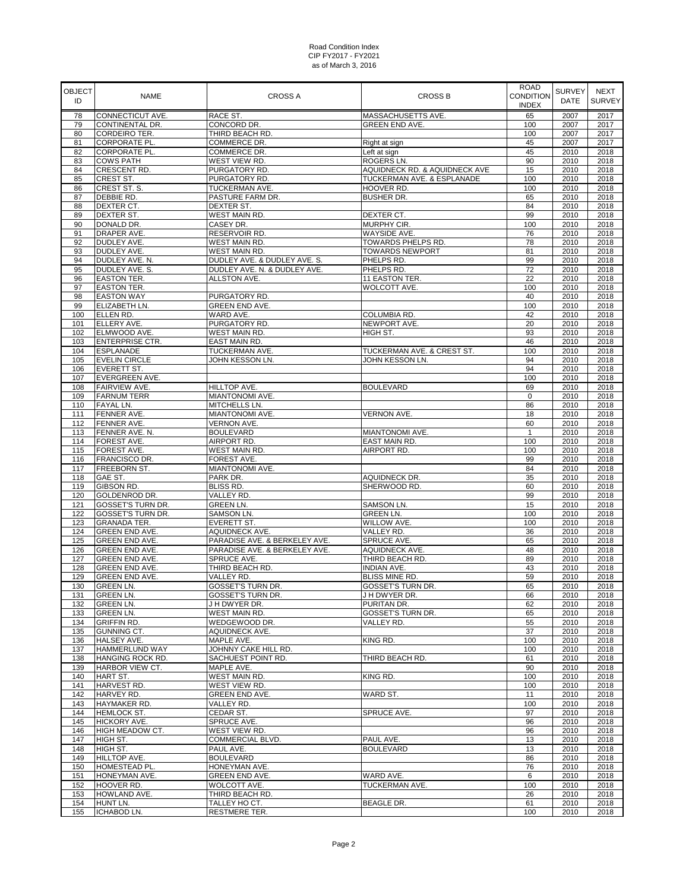Road Condition Index
CIP FY2017 - FY2021
as of March 3, 2016

| OBJECT ID | NAME | CROSS A | CROSS B | ROAD CONDITION INDEX | SURVEY DATE | NEXT SURVEY |
|---|---|---|---|---|---|---|
| 78 | CONNECTICUT AVE. | RACE ST. | MASSACHUSETTS AVE. | 65 | 2007 | 2017 |
| 79 | CONTINENTAL DR. | CONCORD DR. | GREEN END AVE. | 100 | 2007 | 2017 |
| 80 | CORDEIRO TER. | THIRD BEACH RD. | | 100 | 2007 | 2017 |
| 81 | CORPORATE PL. | COMMERCE DR. | Right at sign | 45 | 2007 | 2017 |
| 82 | CORPORATE PL. | COMMERCE DR. | Left at sign | 45 | 2010 | 2018 |
| 83 | COWS PATH | WEST VIEW RD. | ROGERS LN. | 90 | 2010 | 2018 |
| 84 | CRESCENT RD. | PURGATORY RD. | AQUIDNECK RD. & AQUIDNECK AVE | 15 | 2010 | 2018 |
| 85 | CREST ST. | PURGATORY RD. | TUCKERMAN AVE. & ESPLANADE | 100 | 2010 | 2018 |
| 86 | CREST ST. S. | TUCKERMAN AVE. | HOOVER RD. | 100 | 2010 | 2018 |
| 87 | DEBBIE RD. | PASTURE FARM DR. | BUSHER DR. | 65 | 2010 | 2018 |
| 88 | DEXTER CT. | DEXTER ST. | | 84 | 2010 | 2018 |
| 89 | DEXTER ST. | WEST MAIN RD. | DEXTER CT. | 99 | 2010 | 2018 |
| 90 | DONALD DR. | CASEY DR. | MURPHY CIR. | 100 | 2010 | 2018 |
| 91 | DRAPER AVE. | RESERVOIR RD. | WAYSIDE AVE. | 76 | 2010 | 2018 |
| 92 | DUDLEY AVE. | WEST MAIN RD. | TOWARDS PHELPS RD. | 78 | 2010 | 2018 |
| 93 | DUDLEY AVE. | WEST MAIN RD. | TOWARDS NEWPORT | 81 | 2010 | 2018 |
| 94 | DUDLEY AVE. N. | DUDLEY AVE. & DUDLEY AVE. S. | PHELPS RD. | 99 | 2010 | 2018 |
| 95 | DUDLEY AVE. S. | DUDLEY AVE. N. & DUDLEY AVE. | PHELPS RD. | 72 | 2010 | 2018 |
| 96 | EASTON TER. | ALLSTON AVE. | 11 EASTON TER. | 22 | 2010 | 2018 |
| 97 | EASTON TER. | | WOLCOTT AVE. | 100 | 2010 | 2018 |
| 98 | EASTON WAY | PURGATORY RD. | | 40 | 2010 | 2018 |
| 99 | ELIZABETH LN. | GREEN END AVE. | | 100 | 2010 | 2018 |
| 100 | ELLEN RD. | WARD AVE. | COLUMBIA RD. | 42 | 2010 | 2018 |
| 101 | ELLERY AVE. | PURGATORY RD. | NEWPORT AVE. | 20 | 2010 | 2018 |
| 102 | ELMWOOD AVE. | WEST MAIN RD. | HIGH ST. | 93 | 2010 | 2018 |
| 103 | ENTERPRISE CTR. | EAST MAIN RD. | | 46 | 2010 | 2018 |
| 104 | ESPLANADE | TUCKERMAN AVE. | TUCKERMAN AVE. & CREST ST. | 100 | 2010 | 2018 |
| 105 | EVELIN CIRCLE | JOHN KESSON LN. | JOHN KESSON LN. | 94 | 2010 | 2018 |
| 106 | EVERETT ST. | | | 94 | 2010 | 2018 |
| 107 | EVERGREEN AVE. | | | 100 | 2010 | 2018 |
| 108 | FAIRVIEW AVE. | HILLTOP AVE. | BOULEVARD | 69 | 2010 | 2018 |
| 109 | FARNUM TERR | MIANTONOMI AVE. | | 0 | 2010 | 2018 |
| 110 | FAYAL LN. | MITCHELLS LN. | | 86 | 2010 | 2018 |
| 111 | FENNER AVE. | MIANTONOMI AVE. | VERNON AVE. | 18 | 2010 | 2018 |
| 112 | FENNER AVE. | VERNON AVE. | | 60 | 2010 | 2018 |
| 113 | FENNER AVE. N. | BOULEVARD | MIANTONOMI AVE. | 1 | 2010 | 2018 |
| 114 | FOREST AVE. | AIRPORT RD. | EAST MAIN RD. | 100 | 2010 | 2018 |
| 115 | FOREST AVE. | WEST MAIN RD. | AIRPORT RD. | 100 | 2010 | 2018 |
| 116 | FRANCISCO DR. | FOREST AVE. | | 99 | 2010 | 2018 |
| 117 | FREEBORN ST. | MIANTONOMI AVE. | | 84 | 2010 | 2018 |
| 118 | GAE ST. | PARK DR. | AQUIDNECK DR. | 35 | 2010 | 2018 |
| 119 | GIBSON RD. | BLISS RD. | SHERWOOD RD. | 60 | 2010 | 2018 |
| 120 | GOLDENROD DR. | VALLEY RD. | | 99 | 2010 | 2018 |
| 121 | GOSSET'S TURN DR. | GREEN LN. | SAMSON LN. | 15 | 2010 | 2018 |
| 122 | GOSSET'S TURN DR. | SAMSON LN. | GREEN LN. | 100 | 2010 | 2018 |
| 123 | GRANADA TER. | EVERETT ST. | WILLOW AVE. | 100 | 2010 | 2018 |
| 124 | GREEN END AVE. | AQUIDNECK AVE. | VALLEY RD. | 36 | 2010 | 2018 |
| 125 | GREEN END AVE. | PARADISE AVE. & BERKELEY AVE. | SPRUCE AVE. | 65 | 2010 | 2018 |
| 126 | GREEN END AVE. | PARADISE AVE. & BERKELEY AVE. | AQUIDNECK AVE. | 48 | 2010 | 2018 |
| 127 | GREEN END AVE. | SPRUCE AVE. | THIRD BEACH RD. | 89 | 2010 | 2018 |
| 128 | GREEN END AVE. | THIRD BEACH RD. | INDIAN AVE. | 43 | 2010 | 2018 |
| 129 | GREEN END AVE. | VALLEY RD. | BLISS MINE RD. | 59 | 2010 | 2018 |
| 130 | GREEN LN. | GOSSET'S TURN DR. | GOSSET'S TURN DR. | 65 | 2010 | 2018 |
| 131 | GREEN LN. | GOSSET'S TURN DR. | J H DWYER DR. | 66 | 2010 | 2018 |
| 132 | GREEN LN. | J H DWYER DR. | PURITAN DR. | 62 | 2010 | 2018 |
| 133 | GREEN LN. | WEST MAIN RD. | GOSSET'S TURN DR. | 65 | 2010 | 2018 |
| 134 | GRIFFIN RD. | WEDGEWOOD DR. | VALLEY RD. | 55 | 2010 | 2018 |
| 135 | GUNNING CT. | AQUIDNECK AVE. | | 37 | 2010 | 2018 |
| 136 | HALSEY AVE. | MAPLE AVE. | KING RD. | 100 | 2010 | 2018 |
| 137 | HAMMERLUND WAY | JOHNNY CAKE HILL RD. | | 100 | 2010 | 2018 |
| 138 | HANGING ROCK RD. | SACHUEST POINT RD. | THIRD BEACH RD. | 61 | 2010 | 2018 |
| 139 | HARBOR VIEW CT. | MAPLE AVE. | | 90 | 2010 | 2018 |
| 140 | HART ST. | WEST MAIN RD. | KING RD. | 100 | 2010 | 2018 |
| 141 | HARVEST RD. | WEST VIEW RD. | | 100 | 2010 | 2018 |
| 142 | HARVEY RD. | GREEN END AVE. | WARD ST. | 11 | 2010 | 2018 |
| 143 | HAYMAKER RD. | VALLEY RD. | | 100 | 2010 | 2018 |
| 144 | HEMLOCK ST. | CEDAR ST. | SPRUCE AVE. | 97 | 2010 | 2018 |
| 145 | HICKORY AVE. | SPRUCE AVE. | | 96 | 2010 | 2018 |
| 146 | HIGH MEADOW CT. | WEST VIEW RD. | | 96 | 2010 | 2018 |
| 147 | HIGH ST. | COMMERCIAL BLVD. | PAUL AVE. | 13 | 2010 | 2018 |
| 148 | HIGH ST. | PAUL AVE. | BOULEVARD | 13 | 2010 | 2018 |
| 149 | HILLTOP AVE. | BOULEVARD | | 86 | 2010 | 2018 |
| 150 | HOMESTEAD PL. | HONEYMAN AVE. | | 76 | 2010 | 2018 |
| 151 | HONEYMAN AVE. | GREEN END AVE. | WARD AVE. | 6 | 2010 | 2018 |
| 152 | HOOVER RD. | WOLCOTT AVE. | TUCKERMAN AVE. | 100 | 2010 | 2018 |
| 153 | HOWLAND AVE. | THIRD BEACH RD. | | 26 | 2010 | 2018 |
| 154 | HUNT LN. | TALLEY HO CT. | BEAGLE DR. | 61 | 2010 | 2018 |
| 155 | ICHABOD LN. | RESTMERE TER. | | 100 | 2010 | 2018 |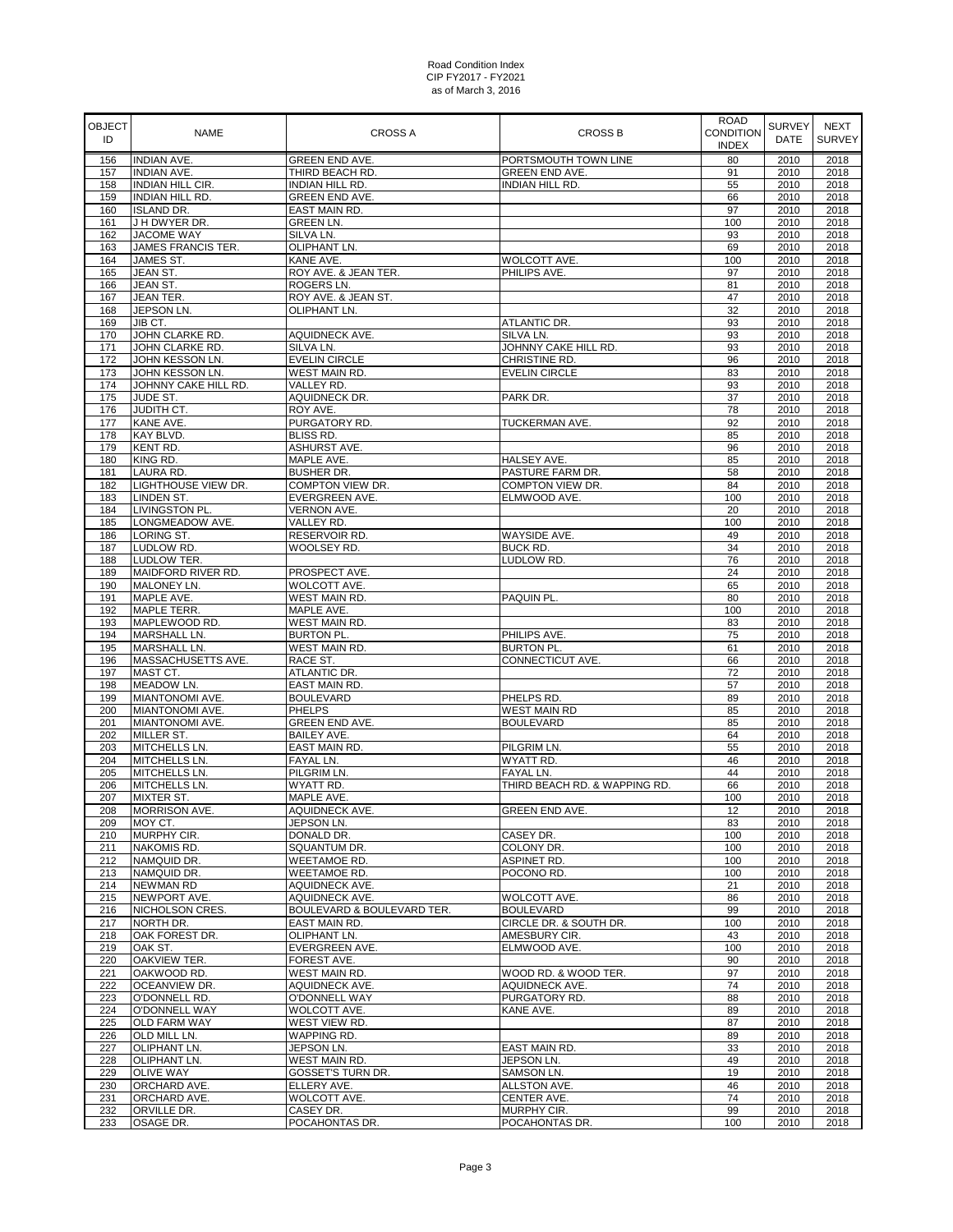Road Condition Index
CIP FY2017 - FY2021
as of March 3, 2016

| OBJECT ID | NAME | CROSS A | CROSS B | ROAD CONDITION INDEX | SURVEY DATE | NEXT SURVEY |
|---|---|---|---|---|---|---|
| 156 | INDIAN AVE. | GREEN END AVE. | PORTSMOUTH TOWN LINE | 80 | 2010 | 2018 |
| 157 | INDIAN AVE. | THIRD BEACH RD. | GREEN END AVE. | 91 | 2010 | 2018 |
| 158 | INDIAN HILL CIR. | INDIAN HILL RD. | INDIAN HILL RD. | 55 | 2010 | 2018 |
| 159 | INDIAN HILL RD. | GREEN END AVE. | | 66 | 2010 | 2018 |
| 160 | ISLAND DR. | EAST MAIN RD. | | 97 | 2010 | 2018 |
| 161 | J H DWYER DR. | GREEN LN. | | 100 | 2010 | 2018 |
| 162 | JACOME WAY | SILVA LN. | | 93 | 2010 | 2018 |
| 163 | JAMES FRANCIS TER. | OLIPHANT LN. | | 69 | 2010 | 2018 |
| 164 | JAMES ST. | KANE AVE. | WOLCOTT AVE. | 100 | 2010 | 2018 |
| 165 | JEAN ST. | ROY AVE. & JEAN TER. | PHILIPS AVE. | 97 | 2010 | 2018 |
| 166 | JEAN ST. | ROGERS LN. | | 81 | 2010 | 2018 |
| 167 | JEAN TER. | ROY AVE. & JEAN ST. | | 47 | 2010 | 2018 |
| 168 | JEPSON LN. | OLIPHANT LN. | | 32 | 2010 | 2018 |
| 169 | JIB CT. | | ATLANTIC DR. | 93 | 2010 | 2018 |
| 170 | JOHN CLARKE RD. | AQUIDNECK AVE. | SILVA LN. | 93 | 2010 | 2018 |
| 171 | JOHN CLARKE RD. | SILVA LN. | JOHNNY CAKE HILL RD. | 93 | 2010 | 2018 |
| 172 | JOHN KESSON LN. | EVELIN CIRCLE | CHRISTINE RD. | 96 | 2010 | 2018 |
| 173 | JOHN KESSON LN. | WEST MAIN RD. | EVELIN CIRCLE | 83 | 2010 | 2018 |
| 174 | JOHNNY CAKE HILL RD. | VALLEY RD. | | 93 | 2010 | 2018 |
| 175 | JUDE ST. | AQUIDNECK DR. | PARK DR. | 37 | 2010 | 2018 |
| 176 | JUDITH CT. | ROY AVE. | | 78 | 2010 | 2018 |
| 177 | KANE AVE. | PURGATORY RD. | TUCKERMAN AVE. | 92 | 2010 | 2018 |
| 178 | KAY BLVD. | BLISS RD. | | 85 | 2010 | 2018 |
| 179 | KENT RD. | ASHURST AVE. | | 96 | 2010 | 2018 |
| 180 | KING RD. | MAPLE AVE. | HALSEY AVE. | 85 | 2010 | 2018 |
| 181 | LAURA RD. | BUSHER DR. | PASTURE FARM DR. | 58 | 2010 | 2018 |
| 182 | LIGHTHOUSE VIEW DR. | COMPTON VIEW DR. | COMPTON VIEW DR. | 84 | 2010 | 2018 |
| 183 | LINDEN ST. | EVERGREEN AVE. | ELMWOOD AVE. | 100 | 2010 | 2018 |
| 184 | LIVINGSTON PL. | VERNON AVE. | | 20 | 2010 | 2018 |
| 185 | LONGMEADOW AVE. | VALLEY RD. | | 100 | 2010 | 2018 |
| 186 | LORING ST. | RESERVOIR RD. | WAYSIDE AVE. | 49 | 2010 | 2018 |
| 187 | LUDLOW RD. | WOOLSEY RD. | BUCK RD. | 34 | 2010 | 2018 |
| 188 | LUDLOW TER. | | LUDLOW RD. | 76 | 2010 | 2018 |
| 189 | MAIDFORD RIVER RD. | PROSPECT AVE. | | 24 | 2010 | 2018 |
| 190 | MALONEY LN. | WOLCOTT AVE. | | 65 | 2010 | 2018 |
| 191 | MAPLE AVE. | WEST MAIN RD. | PAQUIN PL. | 80 | 2010 | 2018 |
| 192 | MAPLE TERR. | MAPLE AVE. | | 100 | 2010 | 2018 |
| 193 | MAPLEWOOD RD. | WEST MAIN RD. | | 83 | 2010 | 2018 |
| 194 | MARSHALL LN. | BURTON PL. | PHILIPS AVE. | 75 | 2010 | 2018 |
| 195 | MARSHALL LN. | WEST MAIN RD. | BURTON PL. | 61 | 2010 | 2018 |
| 196 | MASSACHUSETTS AVE. | RACE ST. | CONNECTICUT AVE. | 66 | 2010 | 2018 |
| 197 | MAST CT. | ATLANTIC DR. | | 72 | 2010 | 2018 |
| 198 | MEADOW LN. | EAST MAIN RD. | | 57 | 2010 | 2018 |
| 199 | MIANTONOMI AVE. | BOULEVARD | PHELPS RD. | 89 | 2010 | 2018 |
| 200 | MIANTONOMI AVE. | PHELPS | WEST MAIN RD | 85 | 2010 | 2018 |
| 201 | MIANTONOMI AVE. | GREEN END AVE. | BOULEVARD | 85 | 2010 | 2018 |
| 202 | MILLER ST. | BAILEY AVE. | | 64 | 2010 | 2018 |
| 203 | MITCHELLS LN. | EAST MAIN RD. | PILGRIM LN. | 55 | 2010 | 2018 |
| 204 | MITCHELLS LN. | FAYAL LN. | WYATT RD. | 46 | 2010 | 2018 |
| 205 | MITCHELLS LN. | PILGRIM LN. | FAYAL LN. | 44 | 2010 | 2018 |
| 206 | MITCHELLS LN. | WYATT RD. | THIRD BEACH RD. & WAPPING RD. | 66 | 2010 | 2018 |
| 207 | MIXTER ST. | MAPLE AVE. | | 100 | 2010 | 2018 |
| 208 | MORRISON AVE. | AQUIDNECK AVE. | GREEN END AVE. | 12 | 2010 | 2018 |
| 209 | MOY CT. | JEPSON LN. | | 83 | 2010 | 2018 |
| 210 | MURPHY CIR. | DONALD DR. | CASEY DR. | 100 | 2010 | 2018 |
| 211 | NAKOMIS RD. | SQUANTUM DR. | COLONY DR. | 100 | 2010 | 2018 |
| 212 | NAMQUID DR. | WEETAMOE RD. | ASPINET RD. | 100 | 2010 | 2018 |
| 213 | NAMQUID DR. | WEETAMOE RD. | POCONO RD. | 100 | 2010 | 2018 |
| 214 | NEWMAN RD | AQUIDNECK AVE. | | 21 | 2010 | 2018 |
| 215 | NEWPORT AVE. | AQUIDNECK AVE. | WOLCOTT AVE. | 86 | 2010 | 2018 |
| 216 | NICHOLSON CRES. | BOULEVARD & BOULEVARD TER. | BOULEVARD | 99 | 2010 | 2018 |
| 217 | NORTH DR. | EAST MAIN RD. | CIRCLE DR. & SOUTH DR. | 100 | 2010 | 2018 |
| 218 | OAK FOREST DR. | OLIPHANT LN. | AMESBURY CIR. | 43 | 2010 | 2018 |
| 219 | OAK ST. | EVERGREEN AVE. | ELMWOOD AVE. | 100 | 2010 | 2018 |
| 220 | OAKVIEW TER. | FOREST AVE. | | 90 | 2010 | 2018 |
| 221 | OAKWOOD RD. | WEST MAIN RD. | WOOD RD. & WOOD TER. | 97 | 2010 | 2018 |
| 222 | OCEANVIEW DR. | AQUIDNECK AVE. | AQUIDNECK AVE. | 74 | 2010 | 2018 |
| 223 | O'DONNELL RD. | O'DONNELL WAY | PURGATORY RD. | 88 | 2010 | 2018 |
| 224 | O'DONNELL WAY | WOLCOTT AVE. | KANE AVE. | 89 | 2010 | 2018 |
| 225 | OLD FARM WAY | WEST VIEW RD. | | 87 | 2010 | 2018 |
| 226 | OLD MILL LN. | WAPPING RD. | | 89 | 2010 | 2018 |
| 227 | OLIPHANT LN. | JEPSON LN. | EAST MAIN RD. | 33 | 2010 | 2018 |
| 228 | OLIPHANT LN. | WEST MAIN RD. | JEPSON LN. | 49 | 2010 | 2018 |
| 229 | OLIVE WAY | GOSSET'S TURN DR. | SAMSON LN. | 19 | 2010 | 2018 |
| 230 | ORCHARD AVE. | ELLERY AVE. | ALLSTON AVE. | 46 | 2010 | 2018 |
| 231 | ORCHARD AVE. | WOLCOTT AVE. | CENTER AVE. | 74 | 2010 | 2018 |
| 232 | ORVILLE DR. | CASEY DR. | MURPHY CIR. | 99 | 2010 | 2018 |
| 233 | OSAGE DR. | POCAHONTAS DR. | POCAHONTAS DR. | 100 | 2010 | 2018 |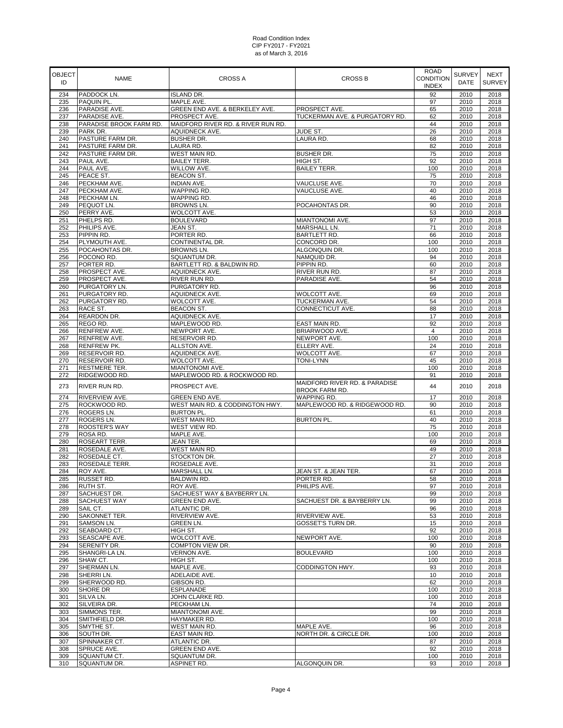Road Condition Index
CIP FY2017 - FY2021
as of March 3, 2016

| OBJECT ID | NAME | CROSS A | CROSS B | ROAD CONDITION INDEX | SURVEY DATE | NEXT SURVEY |
|---|---|---|---|---|---|---|
| 234 | PADDOCK LN. | ISLAND DR. | | 92 | 2010 | 2018 |
| 235 | PAQUIN PL. | MAPLE AVE. | | 97 | 2010 | 2018 |
| 236 | PARADISE AVE. | GREEN END AVE. & BERKELEY AVE. | PROSPECT AVE. | 65 | 2010 | 2018 |
| 237 | PARADISE AVE. | PROSPECT AVE. | TUCKERMAN AVE. & PURGATORY RD. | 62 | 2010 | 2018 |
| 238 | PARADISE BROOK FARM RD. | MAIDFORD RIVER RD. & RIVER RUN RD. | | 44 | 2010 | 2018 |
| 239 | PARK DR. | AQUIDNECK AVE. | JUDE ST. | 26 | 2010 | 2018 |
| 240 | PASTURE FARM DR. | BUSHER DR. | LAURA RD. | 68 | 2010 | 2018 |
| 241 | PASTURE FARM DR. | LAURA RD. | | 82 | 2010 | 2018 |
| 242 | PASTURE FARM DR. | WEST MAIN RD. | BUSHER DR. | 75 | 2010 | 2018 |
| 243 | PAUL AVE. | BAILEY TERR. | HIGH ST. | 92 | 2010 | 2018 |
| 244 | PAUL AVE. | WILLOW AVE. | BAILEY TERR. | 100 | 2010 | 2018 |
| 245 | PEACE ST. | BEACON ST. | | 75 | 2010 | 2018 |
| 246 | PECKHAM AVE. | INDIAN AVE. | VAUCLUSE AVE. | 70 | 2010 | 2018 |
| 247 | PECKHAM AVE. | WAPPING RD. | VAUCLUSE AVE. | 40 | 2010 | 2018 |
| 248 | PECKHAM LN. | WAPPING RD. | | 46 | 2010 | 2018 |
| 249 | PEQUOT LN. | BROWNS LN. | POCAHONTAS DR. | 90 | 2010 | 2018 |
| 250 | PERRY AVE. | WOLCOTT AVE. | | 53 | 2010 | 2018 |
| 251 | PHELPS RD. | BOULEVARD | MIANTONOMI AVE. | 97 | 2010 | 2018 |
| 252 | PHILIPS AVE. | JEAN ST. | MARSHALL LN. | 71 | 2010 | 2018 |
| 253 | PIPPIN RD. | PORTER RD. | BARTLETT RD. | 66 | 2010 | 2018 |
| 254 | PLYMOUTH AVE. | CONTINENTAL DR. | CONCORD DR. | 100 | 2010 | 2018 |
| 255 | POCAHONTAS DR. | BROWNS LN. | ALGONQUIN DR. | 100 | 2010 | 2018 |
| 256 | POCONO RD. | SQUANTUM DR. | NAMQUID DR. | 94 | 2010 | 2018 |
| 257 | PORTER RD. | BARTLETT RD. & BALDWIN RD. | PIPPIN RD. | 60 | 2010 | 2018 |
| 258 | PROSPECT AVE. | AQUIDNECK AVE. | RIVER RUN RD. | 87 | 2010 | 2018 |
| 259 | PROSPECT AVE. | RIVER RUN RD. | PARADISE AVE. | 54 | 2010 | 2018 |
| 260 | PURGATORY LN. | PURGATORY RD. | | 96 | 2010 | 2018 |
| 261 | PURGATORY RD. | AQUIDNECK AVE. | WOLCOTT AVE. | 69 | 2010 | 2018 |
| 262 | PURGATORY RD. | WOLCOTT AVE. | TUCKERMAN AVE. | 54 | 2010 | 2018 |
| 263 | RACE ST. | BEACON ST. | CONNECTICUT AVE. | 88 | 2010 | 2018 |
| 264 | REARDON DR. | AQUIDNECK AVE. | | 17 | 2010 | 2018 |
| 265 | REGO RD. | MAPLEWOOD RD. | EAST MAIN RD. | 92 | 2010 | 2018 |
| 266 | RENFREW AVE. | NEWPORT AVE. | BRIARWOOD AVE. | 4 | 2010 | 2018 |
| 267 | RENFREW AVE. | RESERVOIR RD. | NEWPORT AVE. | 100 | 2010 | 2018 |
| 268 | RENFREW PK. | ALLSTON AVE. | ELLERY AVE. | 24 | 2010 | 2018 |
| 269 | RESERVOIR RD. | AQUIDNECK AVE. | WOLCOTT AVE. | 67 | 2010 | 2018 |
| 270 | RESERVOIR RD. | WOLCOTT AVE. | TONI-LYNN | 45 | 2010 | 2018 |
| 271 | RESTMERE TER. | MIANTONOMI AVE. | | 100 | 2010 | 2018 |
| 272 | RIDGEWOOD RD. | MAPLEWOOD RD. & ROCKWOOD RD. | | 91 | 2010 | 2018 |
| 273 | RIVER RUN RD. | PROSPECT AVE. | MAIDFORD RIVER RD. & PARADISE BROOK FARM RD. | 44 | 2010 | 2018 |
| 274 | RIVERVIEW AVE. | GREEN END AVE. | WAPPING RD. | 17 | 2010 | 2018 |
| 275 | ROCKWOOD RD. | WEST MAIN RD. & CODDINGTON HWY. | MAPLEWOOD RD. & RIDGEWOOD RD. | 90 | 2010 | 2018 |
| 276 | ROGERS LN. | BURTON PL. | | 61 | 2010 | 2018 |
| 277 | ROGERS LN. | WEST MAIN RD. | BURTON PL. | 40 | 2010 | 2018 |
| 278 | ROOSTER'S WAY | WEST VIEW RD. | | 75 | 2010 | 2018 |
| 279 | ROSA RD. | MAPLE AVE. | | 100 | 2010 | 2018 |
| 280 | ROSEART TERR. | JEAN TER. | | 69 | 2010 | 2018 |
| 281 | ROSEDALE AVE. | WEST MAIN RD. | | 49 | 2010 | 2018 |
| 282 | ROSEDALE CT. | STOCKTON DR. | | 27 | 2010 | 2018 |
| 283 | ROSEDALE TERR. | ROSEDALE AVE. | | 31 | 2010 | 2018 |
| 284 | ROY AVE. | MARSHALL LN. | JEAN ST. & JEAN TER. | 67 | 2010 | 2018 |
| 285 | RUSSET RD. | BALDWIN RD. | PORTER RD. | 58 | 2010 | 2018 |
| 286 | RUTH ST. | ROY AVE. | PHILIPS AVE. | 97 | 2010 | 2018 |
| 287 | SACHUEST DR. | SACHUEST WAY & BAYBERRY LN. | | 99 | 2010 | 2018 |
| 288 | SACHUEST WAY | GREEN END AVE. | SACHUEST DR. & BAYBERRY LN. | 99 | 2010 | 2018 |
| 289 | SAIL CT. | ATLANTIC DR. | | 96 | 2010 | 2018 |
| 290 | SAKONNET TER. | RIVERVIEW AVE. | RIVERVIEW AVE. | 53 | 2010 | 2018 |
| 291 | SAMSON LN. | GREEN LN. | GOSSET'S TURN DR. | 15 | 2010 | 2018 |
| 292 | SEABOARD CT. | HIGH ST. | | 92 | 2010 | 2018 |
| 293 | SEASCAPE AVE. | WOLCOTT AVE. | NEWPORT AVE. | 100 | 2010 | 2018 |
| 294 | SERENITY DR. | COMPTON VIEW DR. | | 90 | 2010 | 2018 |
| 295 | SHANGRI-LA LN. | VERNON AVE. | BOULEVARD | 100 | 2010 | 2018 |
| 296 | SHAW CT. | HIGH ST. | | 100 | 2010 | 2018 |
| 297 | SHERMAN LN. | MAPLE AVE. | CODDINGTON HWY. | 93 | 2010 | 2018 |
| 298 | SHERRI LN. | ADELAIDE AVE. | | 10 | 2010 | 2018 |
| 299 | SHERWOOD RD. | GIBSON RD. | | 62 | 2010 | 2018 |
| 300 | SHORE DR | ESPLANADE | | 100 | 2010 | 2018 |
| 301 | SILVA LN. | JOHN CLARKE RD. | | 100 | 2010 | 2018 |
| 302 | SILVEIRA DR. | PECKHAM LN. | | 74 | 2010 | 2018 |
| 303 | SIMMONS TER. | MIANTONOMI AVE. | | 99 | 2010 | 2018 |
| 304 | SMITHFIELD DR. | HAYMAKER RD. | | 100 | 2010 | 2018 |
| 305 | SMYTHE ST. | WEST MAIN RD. | MAPLE AVE. | 96 | 2010 | 2018 |
| 306 | SOUTH DR. | EAST MAIN RD. | NORTH DR. & CIRCLE DR. | 100 | 2010 | 2018 |
| 307 | SPINNAKER CT. | ATLANTIC DR. | | 87 | 2010 | 2018 |
| 308 | SPRUCE AVE. | GREEN END AVE. | | 92 | 2010 | 2018 |
| 309 | SQUANTUM CT. | SQUANTUM DR. | | 100 | 2010 | 2018 |
| 310 | SQUANTUM DR. | ASPINET RD. | ALGONQUIN DR. | 93 | 2010 | 2018 |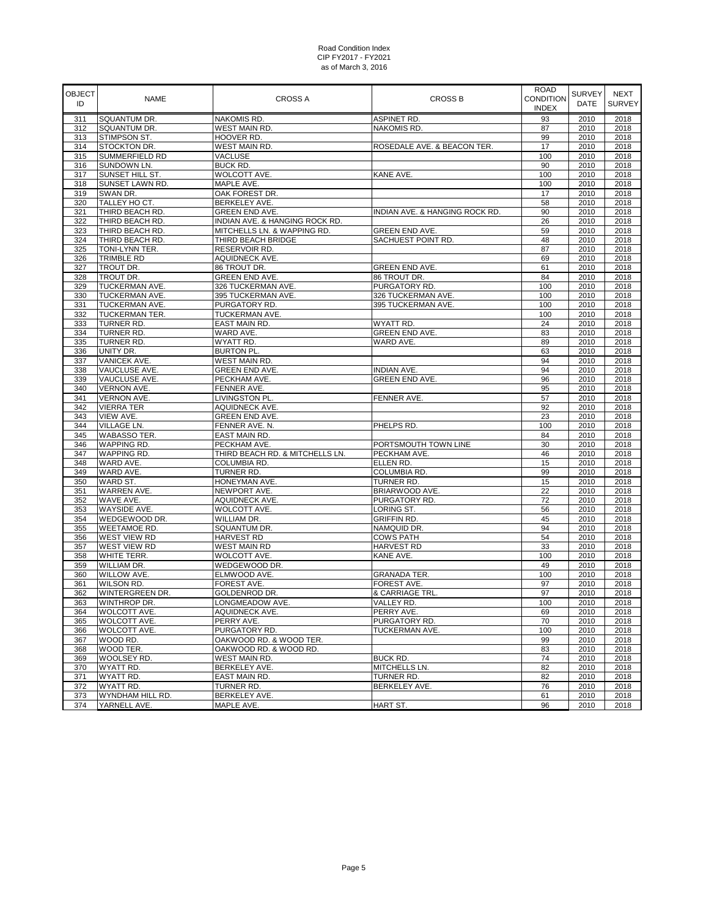Road Condition Index
CIP FY2017 - FY2021
as of March 3, 2016

| OBJECT ID | NAME | CROSS A | CROSS B | ROAD CONDITION INDEX | SURVEY DATE | NEXT SURVEY |
|---|---|---|---|---|---|---|
| 311 | SQUANTUM DR. | NAKOMIS RD. | ASPINET RD. | 93 | 2010 | 2018 |
| 312 | SQUANTUM DR. | WEST MAIN RD. | NAKOMIS RD. | 87 | 2010 | 2018 |
| 313 | STIMPSON ST. | HOOVER RD. | | 99 | 2010 | 2018 |
| 314 | STOCKTON DR. | WEST MAIN RD. | ROSEDALE AVE. & BEACON TER. | 17 | 2010 | 2018 |
| 315 | SUMMERFIELD RD | VACLUSE | | 100 | 2010 | 2018 |
| 316 | SUNDOWN LN. | BUCK RD. | | 90 | 2010 | 2018 |
| 317 | SUNSET HILL ST. | WOLCOTT AVE. | KANE AVE. | 100 | 2010 | 2018 |
| 318 | SUNSET LAWN RD. | MAPLE AVE. | | 100 | 2010 | 2018 |
| 319 | SWAN DR. | OAK FOREST DR. | | 17 | 2010 | 2018 |
| 320 | TALLEY HO CT. | BERKELEY AVE. | | 58 | 2010 | 2018 |
| 321 | THIRD BEACH RD. | GREEN END AVE. | INDIAN AVE. & HANGING ROCK RD. | 90 | 2010 | 2018 |
| 322 | THIRD BEACH RD. | INDIAN AVE. & HANGING ROCK RD. | | 26 | 2010 | 2018 |
| 323 | THIRD BEACH RD. | MITCHELLS LN. & WAPPING RD. | GREEN END AVE. | 59 | 2010 | 2018 |
| 324 | THIRD BEACH RD. | THIRD BEACH BRIDGE | SACHUEST POINT RD. | 48 | 2010 | 2018 |
| 325 | TONI-LYNN TER. | RESERVOIR RD. | | 87 | 2010 | 2018 |
| 326 | TRIMBLE RD | AQUIDNECK AVE. | | 69 | 2010 | 2018 |
| 327 | TROUT DR. | 86 TROUT DR. | GREEN END AVE. | 61 | 2010 | 2018 |
| 328 | TROUT DR. | GREEN END AVE. | 86 TROUT DR. | 84 | 2010 | 2018 |
| 329 | TUCKERMAN AVE. | 326 TUCKERMAN AVE. | PURGATORY RD. | 100 | 2010 | 2018 |
| 330 | TUCKERMAN AVE. | 395 TUCKERMAN AVE. | 326 TUCKERMAN AVE. | 100 | 2010 | 2018 |
| 331 | TUCKERMAN AVE. | PURGATORY RD. | 395 TUCKERMAN AVE. | 100 | 2010 | 2018 |
| 332 | TUCKERMAN TER. | TUCKERMAN AVE. | | 100 | 2010 | 2018 |
| 333 | TURNER RD. | EAST MAIN RD. | WYATT RD. | 24 | 2010 | 2018 |
| 334 | TURNER RD. | WARD AVE. | GREEN END AVE. | 83 | 2010 | 2018 |
| 335 | TURNER RD. | WYATT RD. | WARD AVE. | 89 | 2010 | 2018 |
| 336 | UNITY DR. | BURTON PL. | | 63 | 2010 | 2018 |
| 337 | VANICEK AVE. | WEST MAIN RD. | | 94 | 2010 | 2018 |
| 338 | VAUCLUSE AVE. | GREEN END AVE. | INDIAN AVE. | 94 | 2010 | 2018 |
| 339 | VAUCLUSE AVE. | PECKHAM AVE. | GREEN END AVE. | 96 | 2010 | 2018 |
| 340 | VERNON AVE. | FENNER AVE. | | 95 | 2010 | 2018 |
| 341 | VERNON AVE. | LIVINGSTON PL. | FENNER AVE. | 57 | 2010 | 2018 |
| 342 | VIERRA TER | AQUIDNECK AVE. | | 92 | 2010 | 2018 |
| 343 | VIEW AVE. | GREEN END AVE. | | 23 | 2010 | 2018 |
| 344 | VILLAGE LN. | FENNER AVE. N. | PHELPS RD. | 100 | 2010 | 2018 |
| 345 | WABASSO TER. | EAST MAIN RD. | | 84 | 2010 | 2018 |
| 346 | WAPPING RD. | PECKHAM AVE. | PORTSMOUTH TOWN LINE | 30 | 2010 | 2018 |
| 347 | WAPPING RD. | THIRD BEACH RD. & MITCHELLS LN. | PECKHAM AVE. | 46 | 2010 | 2018 |
| 348 | WARD AVE. | COLUMBIA RD. | ELLEN RD. | 15 | 2010 | 2018 |
| 349 | WARD AVE. | TURNER RD. | COLUMBIA RD. | 99 | 2010 | 2018 |
| 350 | WARD ST. | HONEYMAN AVE. | TURNER RD. | 15 | 2010 | 2018 |
| 351 | WARREN AVE. | NEWPORT AVE. | BRIARWOOD AVE. | 22 | 2010 | 2018 |
| 352 | WAVE AVE. | AQUIDNECK AVE. | PURGATORY RD. | 72 | 2010 | 2018 |
| 353 | WAYSIDE AVE. | WOLCOTT AVE. | LORING ST. | 56 | 2010 | 2018 |
| 354 | WEDGEWOOD DR. | WILLIAM DR. | GRIFFIN RD. | 45 | 2010 | 2018 |
| 355 | WEETAMOE RD. | SQUANTUM DR. | NAMQUID DR. | 94 | 2010 | 2018 |
| 356 | WEST VIEW RD | HARVEST RD | COWS PATH | 54 | 2010 | 2018 |
| 357 | WEST VIEW RD | WEST MAIN RD | HARVEST RD | 33 | 2010 | 2018 |
| 358 | WHITE TERR. | WOLCOTT AVE. | KANE AVE. | 100 | 2010 | 2018 |
| 359 | WILLIAM DR. | WEDGEWOOD DR. | | 49 | 2010 | 2018 |
| 360 | WILLOW AVE. | ELMWOOD AVE. | GRANADA TER. | 100 | 2010 | 2018 |
| 361 | WILSON RD. | FOREST AVE. | FOREST AVE. | 97 | 2010 | 2018 |
| 362 | WINTERGREEN DR. | GOLDENROD DR. | & CARRIAGE TRL. | 97 | 2010 | 2018 |
| 363 | WINTHROP DR. | LONGMEADOW AVE. | VALLEY RD. | 100 | 2010 | 2018 |
| 364 | WOLCOTT AVE. | AQUIDNECK AVE. | PERRY AVE. | 69 | 2010 | 2018 |
| 365 | WOLCOTT AVE. | PERRY AVE. | PURGATORY RD. | 70 | 2010 | 2018 |
| 366 | WOLCOTT AVE. | PURGATORY RD. | TUCKERMAN AVE. | 100 | 2010 | 2018 |
| 367 | WOOD RD. | OAKWOOD RD. & WOOD TER. | | 99 | 2010 | 2018 |
| 368 | WOOD TER. | OAKWOOD RD. & WOOD RD. | | 83 | 2010 | 2018 |
| 369 | WOOLSEY RD. | WEST MAIN RD. | BUCK RD. | 74 | 2010 | 2018 |
| 370 | WYATT RD. | BERKELEY AVE. | MITCHELLS LN. | 82 | 2010 | 2018 |
| 371 | WYATT RD. | EAST MAIN RD. | TURNER RD. | 82 | 2010 | 2018 |
| 372 | WYATT RD. | TURNER RD. | BERKELEY AVE. | 76 | 2010 | 2018 |
| 373 | WYNDHAM HILL RD. | BERKELEY AVE. | | 61 | 2010 | 2018 |
| 374 | YARNELL AVE. | MAPLE AVE. | HART ST. | 96 | 2010 | 2018 |